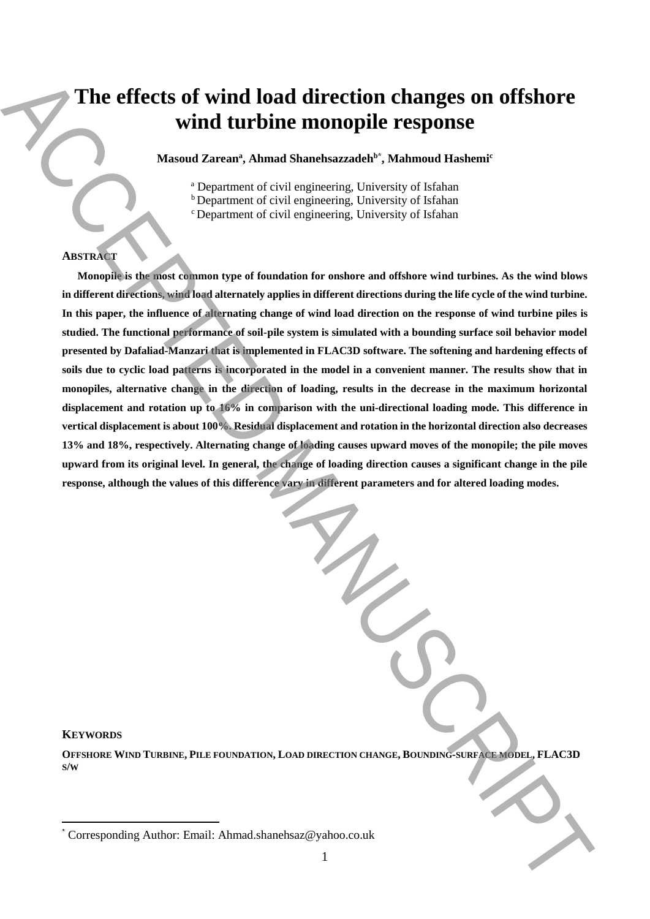# The effects of wind load direction changes on offshore wind turbine monopile response

**Masoud Zarean[a], Ahmad Shanehsazzadeh[b*], Mahmoud Hashemi[c]**

[a] Department of civil engineering, University of Isfahan
[b] Department of civil engineering, University of Isfahan
[c] Department of civil engineering, University of Isfahan

## Abstract

**Monopile is the most common type of foundation for onshore and offshore wind turbines. As the wind blows in different directions, wind load alternately applies in different directions during the life cycle of the wind turbine. In this paper, the influence of alternating change of wind load direction on the response of wind turbine piles is studied. The functional performance of soil-pile system is simulated with a bounding surface soil behavior model presented by Dafaliad-Manzari that is implemented in FLAC3D software. The softening and hardening effects of soils due to cyclic load patterns is incorporated in the model in a convenient manner. The results show that in monopiles, alternative change in the direction of loading, results in the decrease in the maximum horizontal displacement and rotation up to 16% in comparison with the uni-directional loading mode. This difference in vertical displacement is about 100%. Residual displacement and rotation in the horizontal direction also decreases 13% and 18%, respectively. Alternating change of loading causes upward moves of the monopile; the pile moves upward from its original level. In general, the change of loading direction causes a significant change in the pile response, although the values of this difference vary in different parameters and for altered loading modes.**

## Keywords

**Offshore Wind Turbine, Pile foundation, Load direction change, Bounding-surface model, FLAC3D s/w**

[*] Corresponding Author: Email: Ahmad.shanehsaz@yahoo.co.uk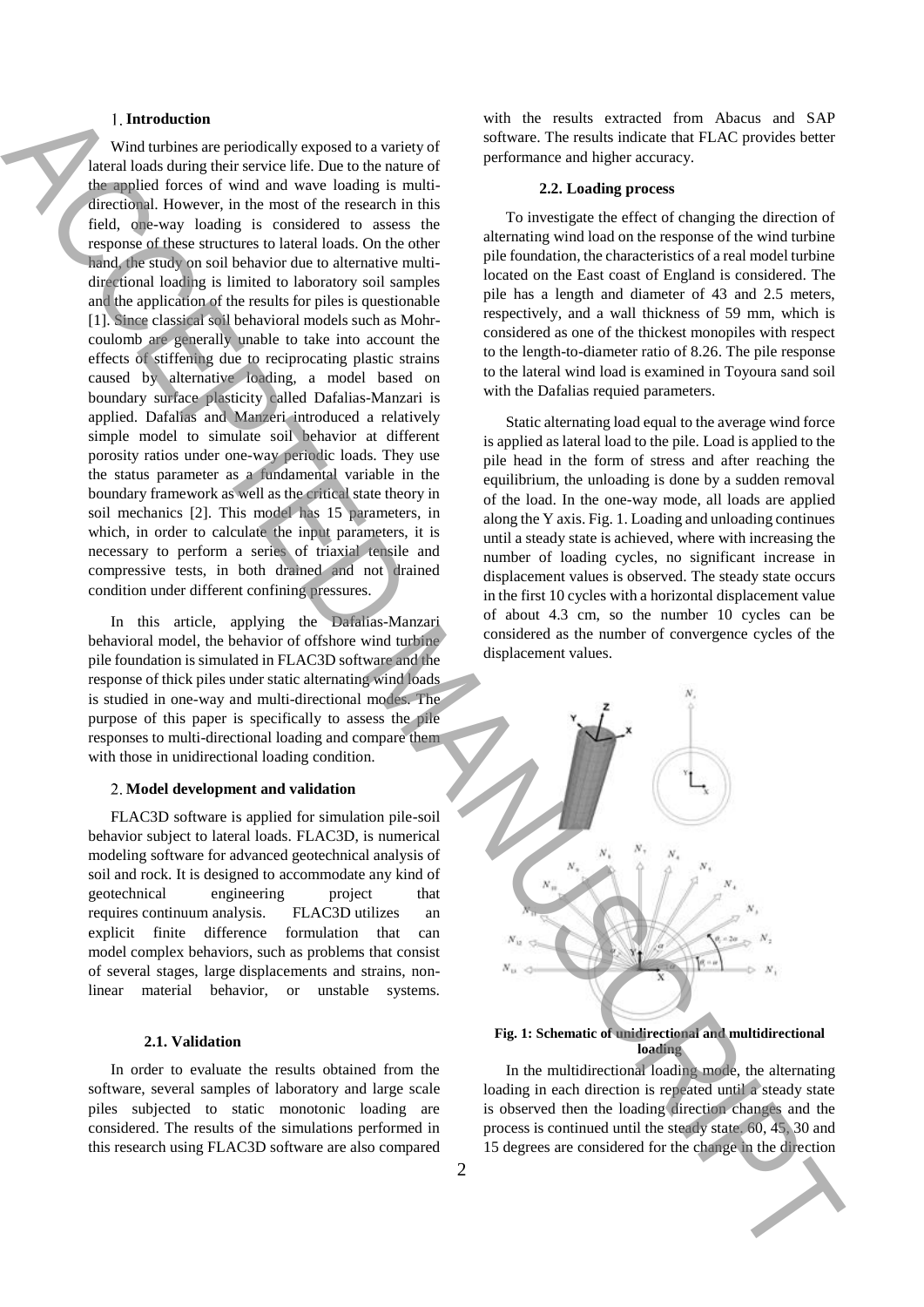## 1. Introduction

Wind turbines are periodically exposed to a variety of lateral loads during their service life. Due to the nature of the applied forces of wind and wave loading is multi-directional. However, in the most of the research in this field, one-way loading is considered to assess the response of these structures to lateral loads. On the other hand, the study on soil behavior due to alternative multi-directional loading is limited to laboratory soil samples and the application of the results for piles is questionable [1]. Since classical soil behavioral models such as Mohr-coulomb are generally unable to take into account the effects of stiffening due to reciprocating plastic strains caused by alternative loading, a model based on boundary surface plasticity called Dafalias-Manzari is applied. Dafalias and Manzeri introduced a relatively simple model to simulate soil behavior at different porosity ratios under one-way periodic loads. They use the status parameter as a fundamental variable in the boundary framework as well as the critical state theory in soil mechanics [2]. This model has 15 parameters, in which, in order to calculate the input parameters, it is necessary to perform a series of triaxial tensile and compressive tests, in both drained and not drained condition under different confining pressures.

In this article, applying the Dafalias-Manzari behavioral model, the behavior of offshore wind turbine pile foundation is simulated in FLAC3D software and the response of thick piles under static alternating wind loads is studied in one-way and multi-directional modes. The purpose of this paper is specifically to assess the pile responses to multi-directional loading and compare them with those in unidirectional loading condition.

## 2. Model development and validation

FLAC3D software is applied for simulation pile-soil behavior subject to lateral loads. FLAC3D, is numerical modeling software for advanced geotechnical analysis of soil and rock. It is designed to accommodate any kind of geotechnical engineering project that requires continuum analysis. FLAC3D utilizes an explicit finite difference formulation that can model complex behaviors, such as problems that consist of several stages, large displacements and strains, non-linear material behavior, or unstable systems.

### 2.1. Validation

In order to evaluate the results obtained from the software, several samples of laboratory and large scale piles subjected to static monotonic loading are considered. The results of the simulations performed in this research using FLAC3D software are also compared with the results extracted from Abacus and SAP software. The results indicate that FLAC provides better performance and higher accuracy.

### 2.2. Loading process

To investigate the effect of changing the direction of alternating wind load on the response of the wind turbine pile foundation, the characteristics of a real model turbine located on the East coast of England is considered. The pile has a length and diameter of 43 and 2.5 meters, respectively, and a wall thickness of 59 mm, which is considered as one of the thickest monopiles with respect to the length-to-diameter ratio of 8.26. The pile response to the lateral wind load is examined in Toyoura sand soil with the Dafalias requied parameters.

Static alternating load equal to the average wind force is applied as lateral load to the pile. Load is applied to the pile head in the form of stress and after reaching the equilibrium, the unloading is done by a sudden removal of the load. In the one-way mode, all loads are applied along the Y axis. Fig. 1. Loading and unloading continues until a steady state is achieved, where with increasing the number of loading cycles, no significant increase in displacement values is observed. The steady state occurs in the first 10 cycles with a horizontal displacement value of about 4.3 cm, so the number 10 cycles can be considered as the number of convergence cycles of the displacement values.

**Fig. 1: Schematic of unidirectional and multidirectional loading**

In the multidirectional loading mode, the alternating loading in each direction is repeated until a steady state is observed then the loading direction changes and the process is continued until the steady state. 60, 45, 30 and 15 degrees are considered for the change in the direction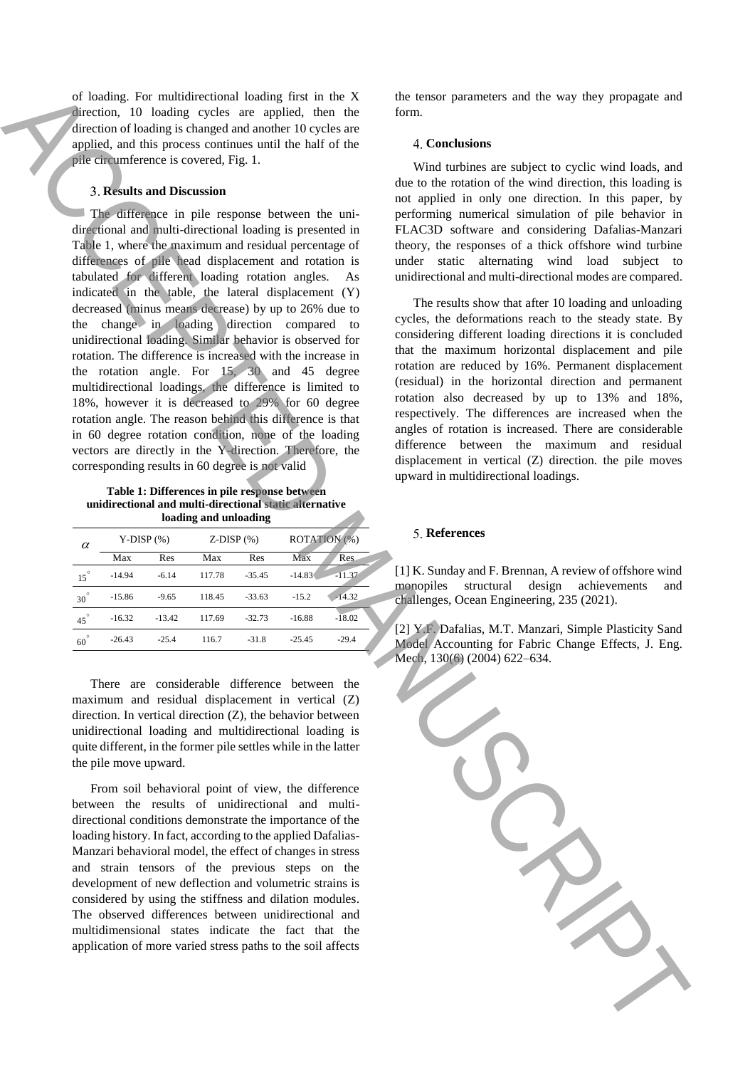of loading. For multidirectional loading first in the X direction, 10 loading cycles are applied, then the direction of loading is changed and another 10 cycles are applied, and this process continues until the half of the pile circumference is covered, Fig. 1.

## 3. Results and Discussion

The difference in pile response between the uni-directional and multi-directional loading is presented in Table 1, where the maximum and residual percentage of differences of pile head displacement and rotation is tabulated for different loading rotation angles. As indicated in the table, the lateral displacement (Y) decreased (minus means decrease) by up to 26% due to the change in loading direction compared to unidirectional loading. Similar behavior is observed for rotation. The difference is increased with the increase in the rotation angle. For 15, 30 and 45 degree multidirectional loadings, the difference is limited to 18%, however it is decreased to 29% for 60 degree rotation angle. The reason behind this difference is that in 60 degree rotation condition, none of the loading vectors are directly in the Y-direction. Therefore, the corresponding results in 60 degree is not valid

**Table 1: Differences in pile response between unidirectional and multi-directional static alternative loading and unloading**

| $\alpha$ | Y-DISP (%) | | Z-DISP (%) | | ROTATION (%) | |
|---|---|---|---|---|---|---|
| | Max | Res | Max | Res | Max | Res |
| $15^{\circ}$ | -14.94 | -6.14 | 117.78 | -35.45 | -14.83 | -11.37 |
| $30^{\circ}$ | -15.86 | -9.65 | 118.45 | -33.63 | -15.2 | -14.32 |
| $45^{\circ}$ | -16.32 | -13.42 | 117.69 | -32.73 | -16.88 | -18.02 |
| $60^{\circ}$ | -26.43 | -25.4 | 116.7 | -31.8 | -25.45 | -29.4 |

There are considerable difference between the maximum and residual displacement in vertical (Z) direction. In vertical direction (Z), the behavior between unidirectional loading and multidirectional loading is quite different, in the former pile settles while in the latter the pile move upward.

From soil behavioral point of view, the difference between the results of unidirectional and multi-directional conditions demonstrate the importance of the loading history. In fact, according to the applied Dafalias-Manzari behavioral model, the effect of changes in stress and strain tensors of the previous steps on the development of new deflection and volumetric strains is considered by using the stiffness and dilation modules. The observed differences between unidirectional and multidimensional states indicate the fact that the application of more varied stress paths to the soil affects the tensor parameters and the way they propagate and form.

## 4. Conclusions

Wind turbines are subject to cyclic wind loads, and due to the rotation of the wind direction, this loading is not applied in only one direction. In this paper, by performing numerical simulation of pile behavior in FLAC3D software and considering Dafalias-Manzari theory, the responses of a thick offshore wind turbine under static alternating wind load subject to unidirectional and multi-directional modes are compared.

The results show that after 10 loading and unloading cycles, the deformations reach to the steady state. By considering different loading directions it is concluded that the maximum horizontal displacement and pile rotation are reduced by 16%. Permanent displacement (residual) in the horizontal direction and permanent rotation also decreased by up to 13% and 18%, respectively. The differences are increased when the angles of rotation is increased. There are considerable difference between the maximum and residual displacement in vertical (Z) direction. the pile moves upward in multidirectional loadings.

## 5. References

[1] K. Sunday and F. Brennan, A review of offshore wind monopiles structural design achievements and challenges, Ocean Engineering, 235 (2021).

[2] Y.F. Dafalias, M.T. Manzari, Simple Plasticity Sand Model Accounting for Fabric Change Effects, J. Eng. Mech, 130(6) (2004) 622–634.